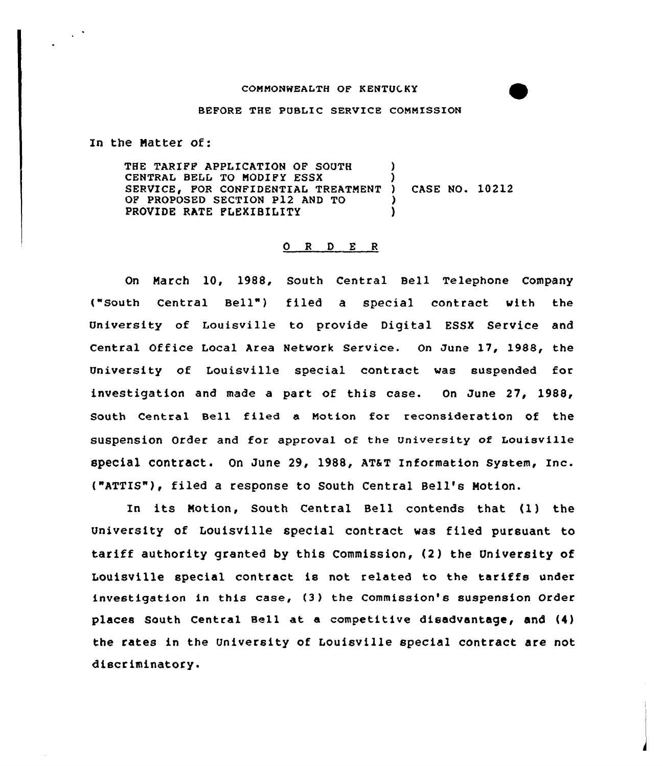COMMONWEALTH OF KENTUCKY

BEFORE THE PUBLIC SERVICE COMMISSION

In the Matter of:

THE TARIFF APPLICATION OF SOUTH CENTRAL BELL TO MODIFY ESSX SERVICE, FOR CONFIDENTIAL TREATMENT OF PROPOSED SECTION P12 AND TO PROVIDE RATE FLEXIBILITY ) CASE NO. 10212

## O R D E R

On March 10, 1988, South Central Bell Telephone Company ("South Central Bell") filed a special contract with the University of Louisville to provide Digital ESSX Service and Central Office Local Area Network Service. On June 17, 1988, the University of Louisville special contract was suspended for investigation and made a part of this case. On June 27, 1988, South Central Bell filed a Motion for reconsideration of the suspension Order and for approval of the University of Louisville special contract. On June 29, 1988, AT&T Information System, Inc. ("ATTIS"), filed a response to South Central Bell's Motion.

In its Motion, South Central Bell contends that (1) the University of Louisville special contract was filed pursuant to tariff authority granted by this Commission, (2) the University of Louisville special contract is not related to the tariffs under investigation in this case, (3) the Commission's suspension Order places South Central Bell at a competitive disadvantage, and (4) the rates in the University of Louisville special contract are not discriminatory.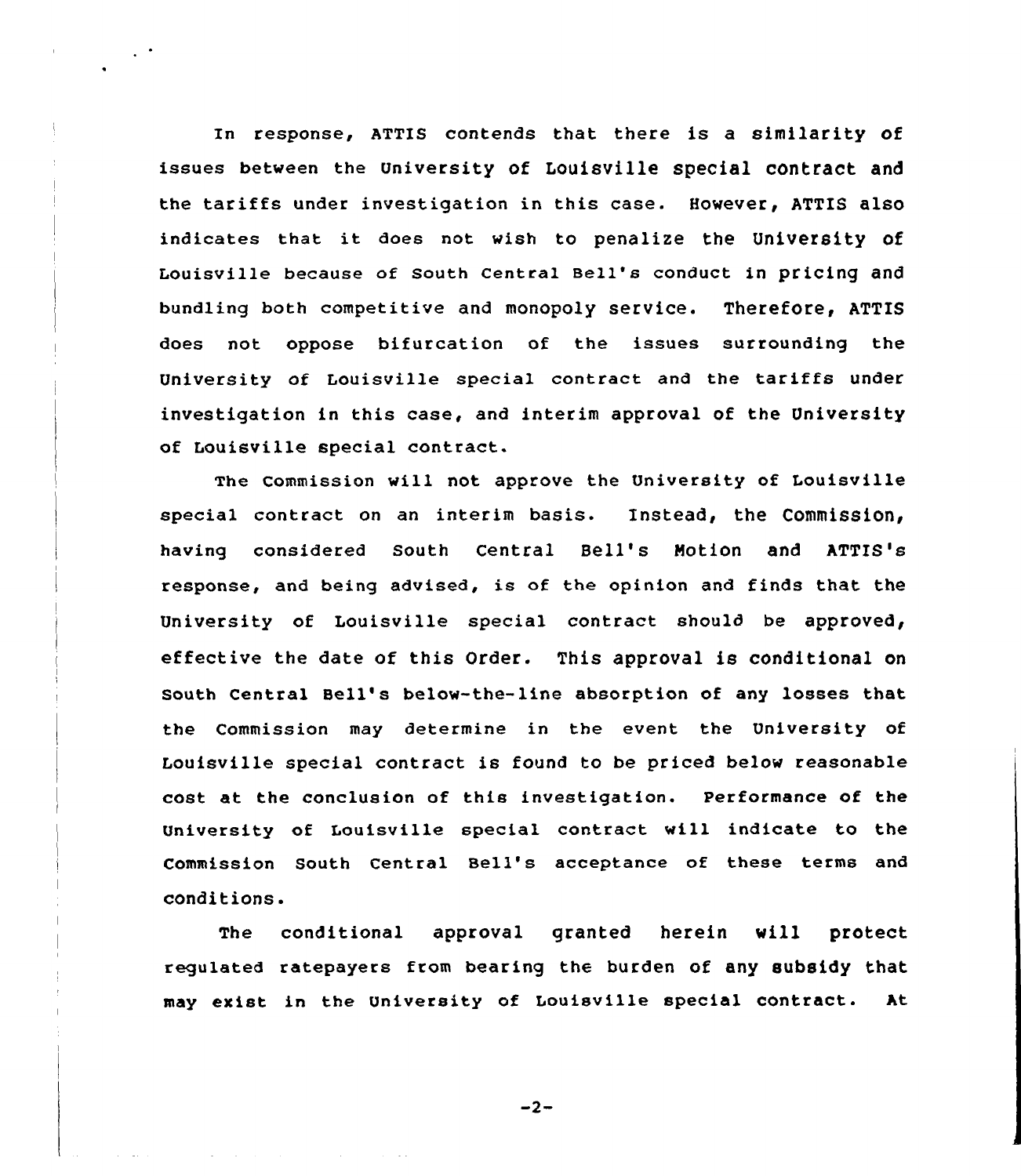In response, ATTIS contends that there is a similarity of issues between the University of Louisville special contract and the tariffs under investigation in this case. However, ATTIS also indicates that it does not wish to penalize the University of Louisville because of South Central Bell's conduct in pricing and bundling both competitive and monopoly service. Therefore, ATTIS does not oppose bifurcation of the issues surrounding the University of Louisville special contract and the tariffs under investigation in this case, and interim approval of the University of Louisville special contract.

The Commission will not approve the University of Louisville special contract on an interim basis. Instead, the Commission, having considered South Central Bell's Motion and ATTIS's response, and being advised, is of the opinion and finds that the University of Louisville special contract should be approved, effective the date of this Order. This approval is conditional on South Central Bell's below-the-line absorption of any losses that the Commission may determine in the event the University of Louisville special contract is found to be priced below reasonable cost at the conclusion of this investigation. Performance of the University of Louisville special contract will indicate to the Commission South Central Bell's acceptance of these terms and conditions.

The conditional approval granted herein will protect regulated ratepayers from bearing the burden of any subsidy that may exist in the University of Louisville special contract. At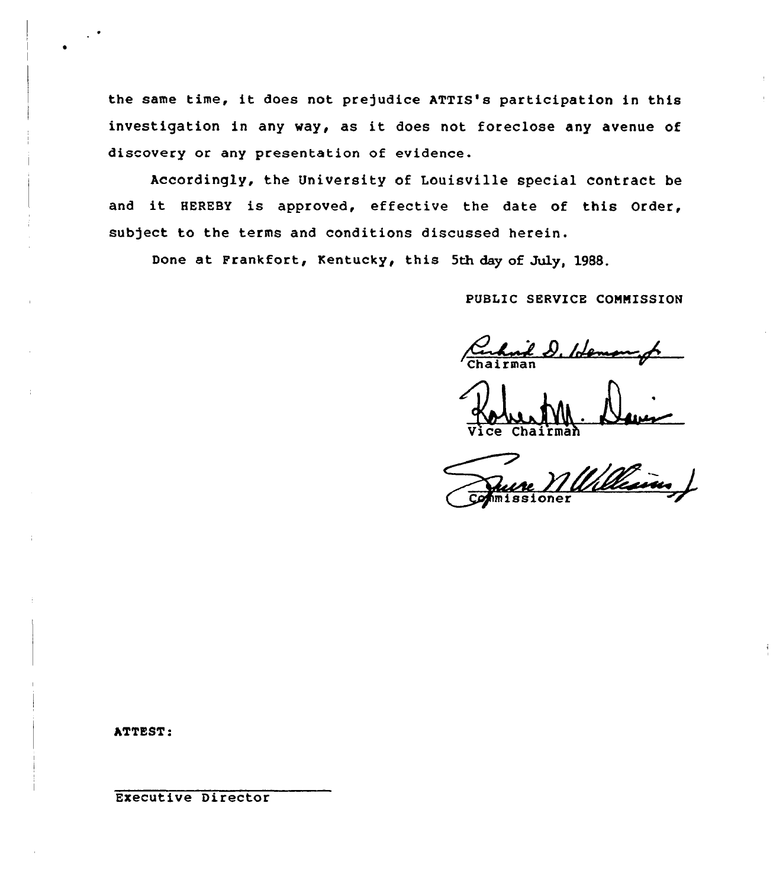the same time, it does not prejudice ATTIS's participation in this investigation in any way, as it does not foreclose any avenue of discovery or any presentation of evidence.

Accordingly, the University of Louisville special contract be and it HEREBY is approved, effective the date of this Order, subject to the terms and conditions discussed herein.

Done at Frankfort, Kentucky, this 5th day of July, 1988.

PUBLIC SERVICE COMMISSION

Chairman

Vice Chairman

Commissioner

ATTEST:

Executive Director